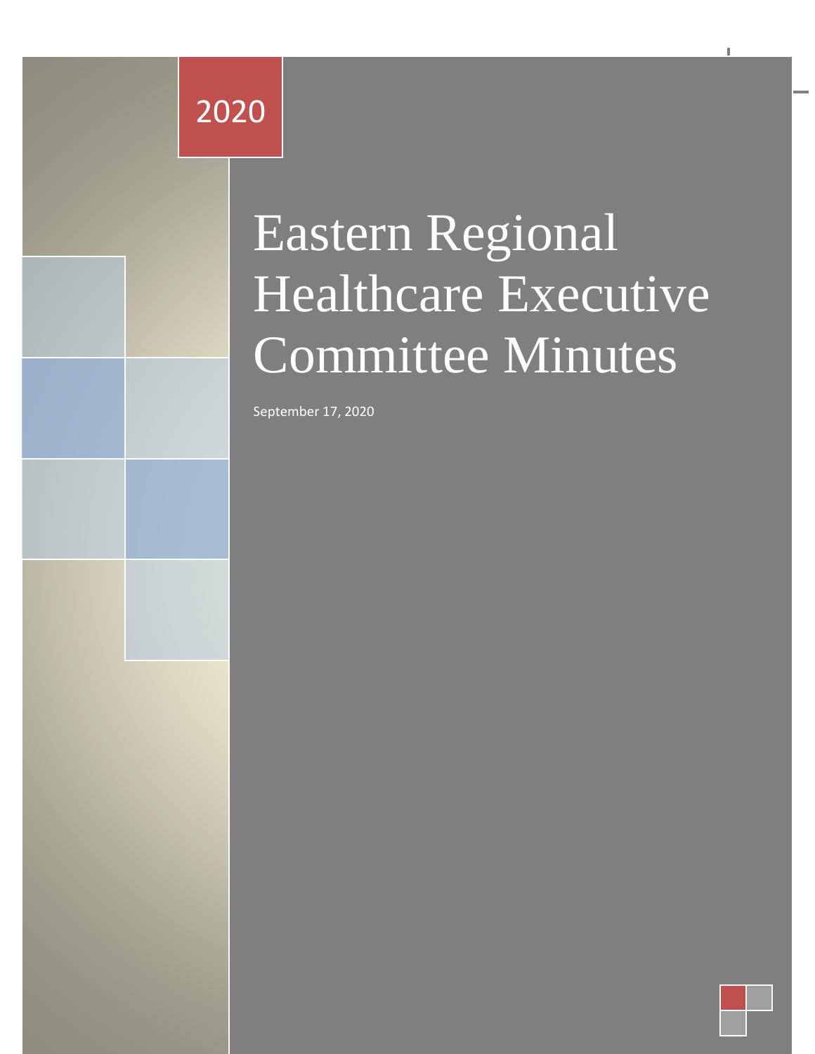2020

# Eastern Regional Healthcare Executive Committee Minutes

September 17, 2020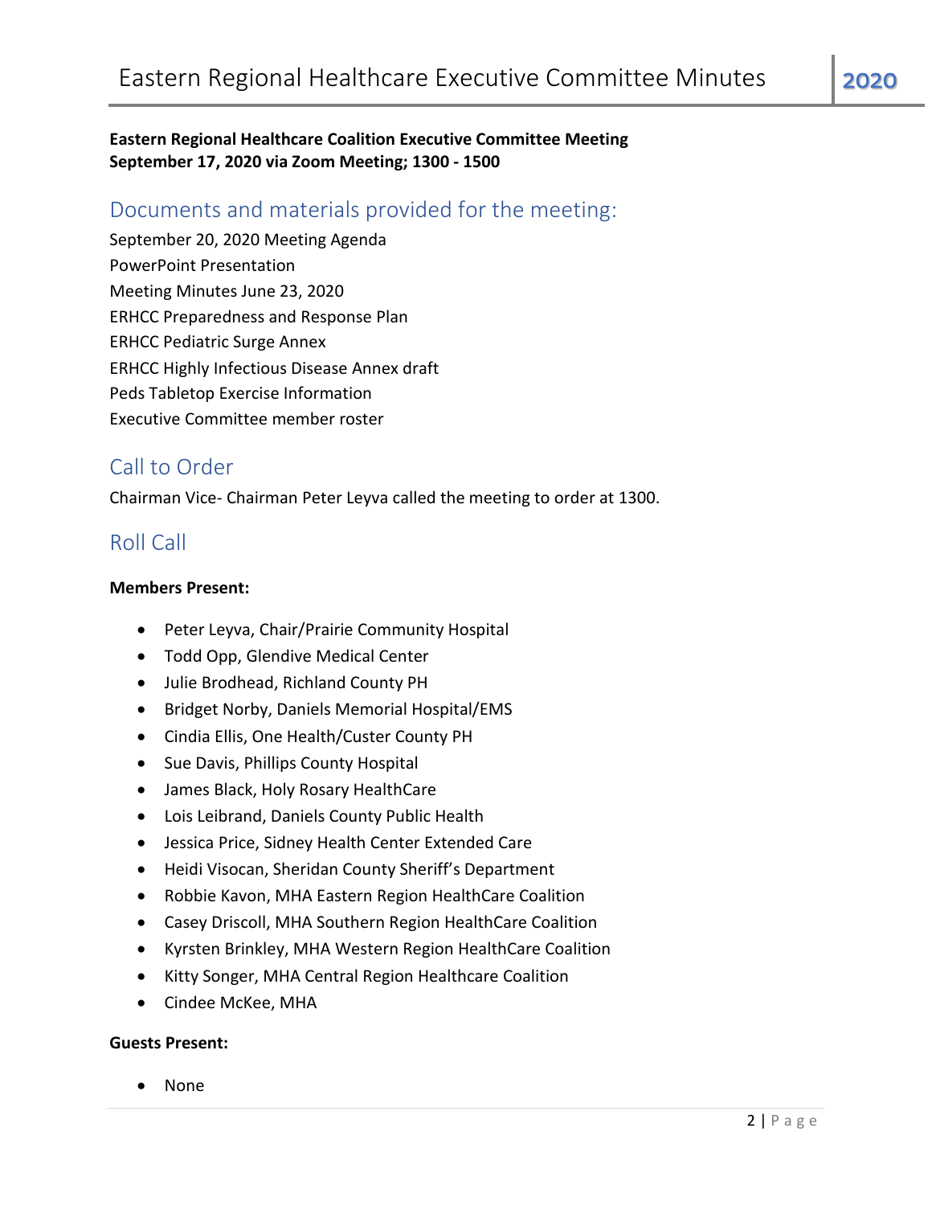**Eastern Regional Healthcare Coalition Executive Committee Meeting**
**September 17, 2020 via Zoom Meeting; 1300 - 1500**

## Documents and materials provided for the meeting:

September 20, 2020 Meeting Agenda
PowerPoint Presentation
Meeting Minutes June 23, 2020
ERHCC Preparedness and Response Plan
ERHCC Pediatric Surge Annex
ERHCC Highly Infectious Disease Annex draft
Peds Tabletop Exercise Information
Executive Committee member roster

## Call to Order

Chairman Vice- Chairman Peter Leyva called the meeting to order at 1300.

## Roll Call

**Members Present:**

- Peter Leyva, Chair/Prairie Community Hospital
- Todd Opp, Glendive Medical Center
- Julie Brodhead, Richland County PH
- Bridget Norby, Daniels Memorial Hospital/EMS
- Cindia Ellis, One Health/Custer County PH
- Sue Davis, Phillips County Hospital
- James Black, Holy Rosary HealthCare
- Lois Leibrand, Daniels County Public Health
- Jessica Price, Sidney Health Center Extended Care
- Heidi Visocan, Sheridan County Sheriff's Department
- Robbie Kavon, MHA Eastern Region HealthCare Coalition
- Casey Driscoll, MHA Southern Region HealthCare Coalition
- Kyrsten Brinkley, MHA Western Region HealthCare Coalition
- Kitty Songer, MHA Central Region Healthcare Coalition
- Cindee McKee, MHA

**Guests Present:**

- None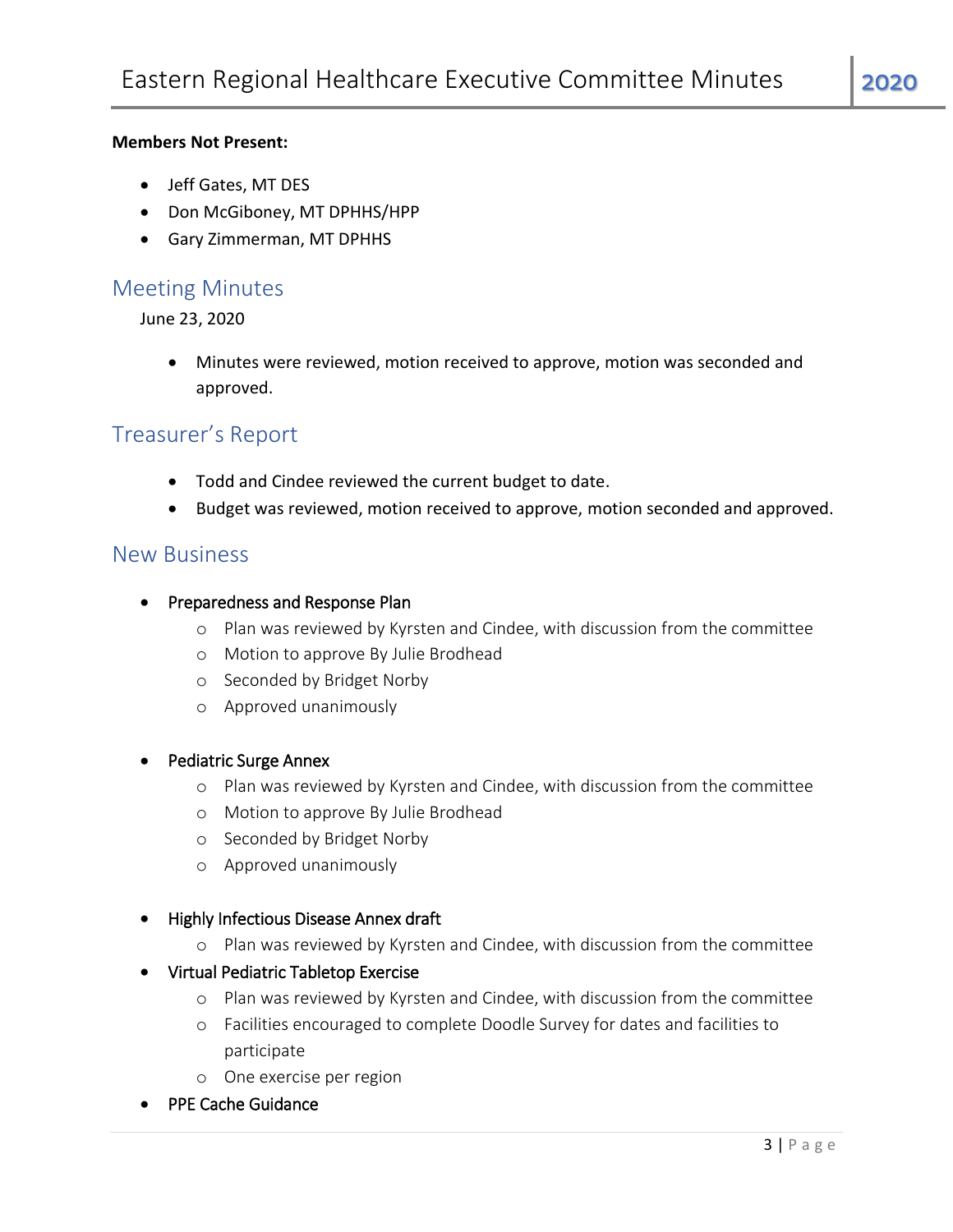**Members Not Present:**

- Jeff Gates, MT DES
- Don McGiboney, MT DPHHS/HPP
- Gary Zimmerman, MT DPHHS

## Meeting Minutes

June 23, 2020

- Minutes were reviewed, motion received to approve, motion was seconded and approved.

## Treasurer's Report

- Todd and Cindee reviewed the current budget to date.
- Budget was reviewed, motion received to approve, motion seconded and approved.

## New Business

- Preparedness and Response Plan
    - Plan was reviewed by Kyrsten and Cindee, with discussion from the committee
    - Motion to approve By Julie Brodhead
    - Seconded by Bridget Norby
    - Approved unanimously

- Pediatric Surge Annex
    - Plan was reviewed by Kyrsten and Cindee, with discussion from the committee
    - Motion to approve By Julie Brodhead
    - Seconded by Bridget Norby
    - Approved unanimously

- Highly Infectious Disease Annex draft
    - Plan was reviewed by Kyrsten and Cindee, with discussion from the committee
- Virtual Pediatric Tabletop Exercise
    - Plan was reviewed by Kyrsten and Cindee, with discussion from the committee
    - Facilities encouraged to complete Doodle Survey for dates and facilities to participate
    - One exercise per region
- PPE Cache Guidance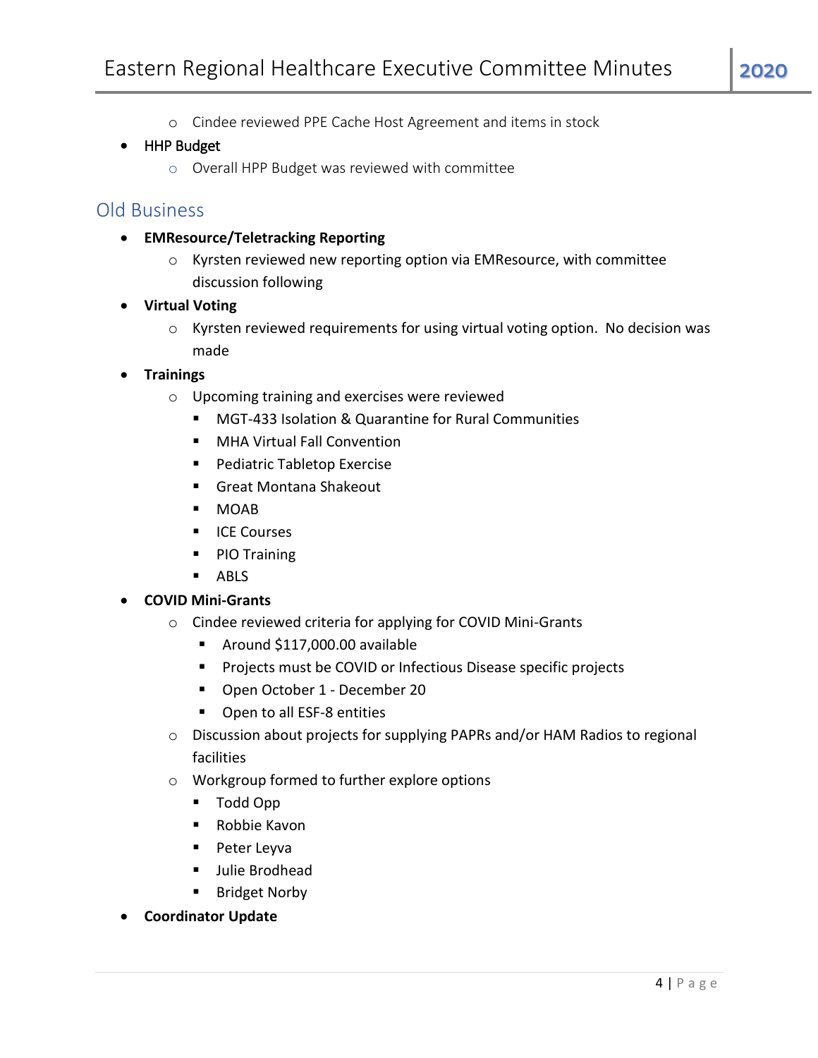- Cindee reviewed PPE Cache Host Agreement and items in stock
- HHP Budget
    - Overall HPP Budget was reviewed with committee

## Old Business

- **EMResource/Teletracking Reporting**
    - Kyrsten reviewed new reporting option via EMResource, with committee discussion following
- **Virtual Voting**
    - Kyrsten reviewed requirements for using virtual voting option. No decision was made
- **Trainings**
    - Upcoming training and exercises were reviewed
        - MGT-433 Isolation & Quarantine for Rural Communities
        - MHA Virtual Fall Convention
        - Pediatric Tabletop Exercise
        - Great Montana Shakeout
        - MOAB
        - ICE Courses
        - PIO Training
        - ABLS
- **COVID Mini-Grants**
    - Cindee reviewed criteria for applying for COVID Mini-Grants
        - Around $117,000.00 available
        - Projects must be COVID or Infectious Disease specific projects
        - Open October 1 - December 20
        - Open to all ESF-8 entities
    - Discussion about projects for supplying PAPRs and/or HAM Radios to regional facilities
    - Workgroup formed to further explore options
        - Todd Opp
        - Robbie Kavon
        - Peter Leyva
        - Julie Brodhead
        - Bridget Norby
- **Coordinator Update**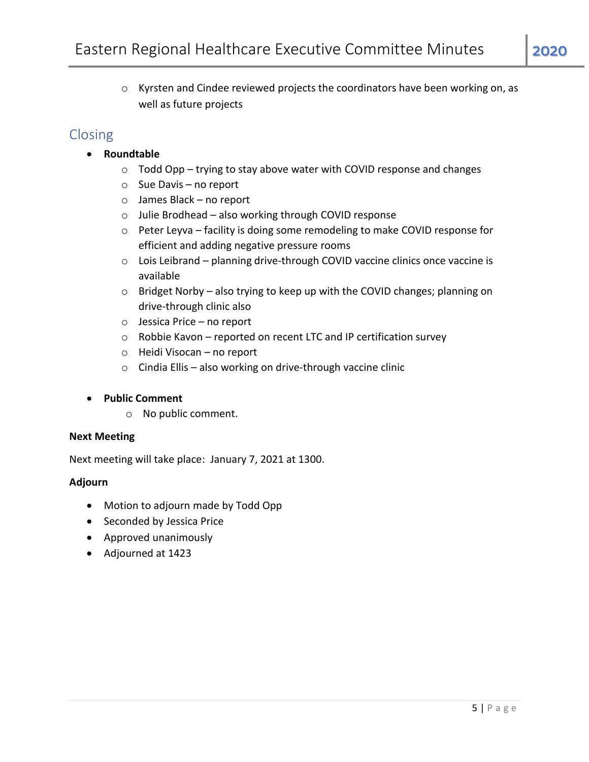- Kyrsten and Cindee reviewed projects the coordinators have been working on, as well as future projects

## Closing

- **Roundtable**
  - Todd Opp – trying to stay above water with COVID response and changes
  - Sue Davis – no report
  - James Black – no report
  - Julie Brodhead – also working through COVID response
  - Peter Leyva – facility is doing some remodeling to make COVID response for efficient and adding negative pressure rooms
  - Lois Leibrand – planning drive-through COVID vaccine clinics once vaccine is available
  - Bridget Norby – also trying to keep up with the COVID changes; planning on drive-through clinic also
  - Jessica Price – no report
  - Robbie Kavon – reported on recent LTC and IP certification survey
  - Heidi Visocan – no report
  - Cindia Ellis – also working on drive-through vaccine clinic

- **Public Comment**
  - No public comment.

**Next Meeting**

Next meeting will take place: January 7, 2021 at 1300.

**Adjourn**

- Motion to adjourn made by Todd Opp
- Seconded by Jessica Price
- Approved unanimously
- Adjourned at 1423